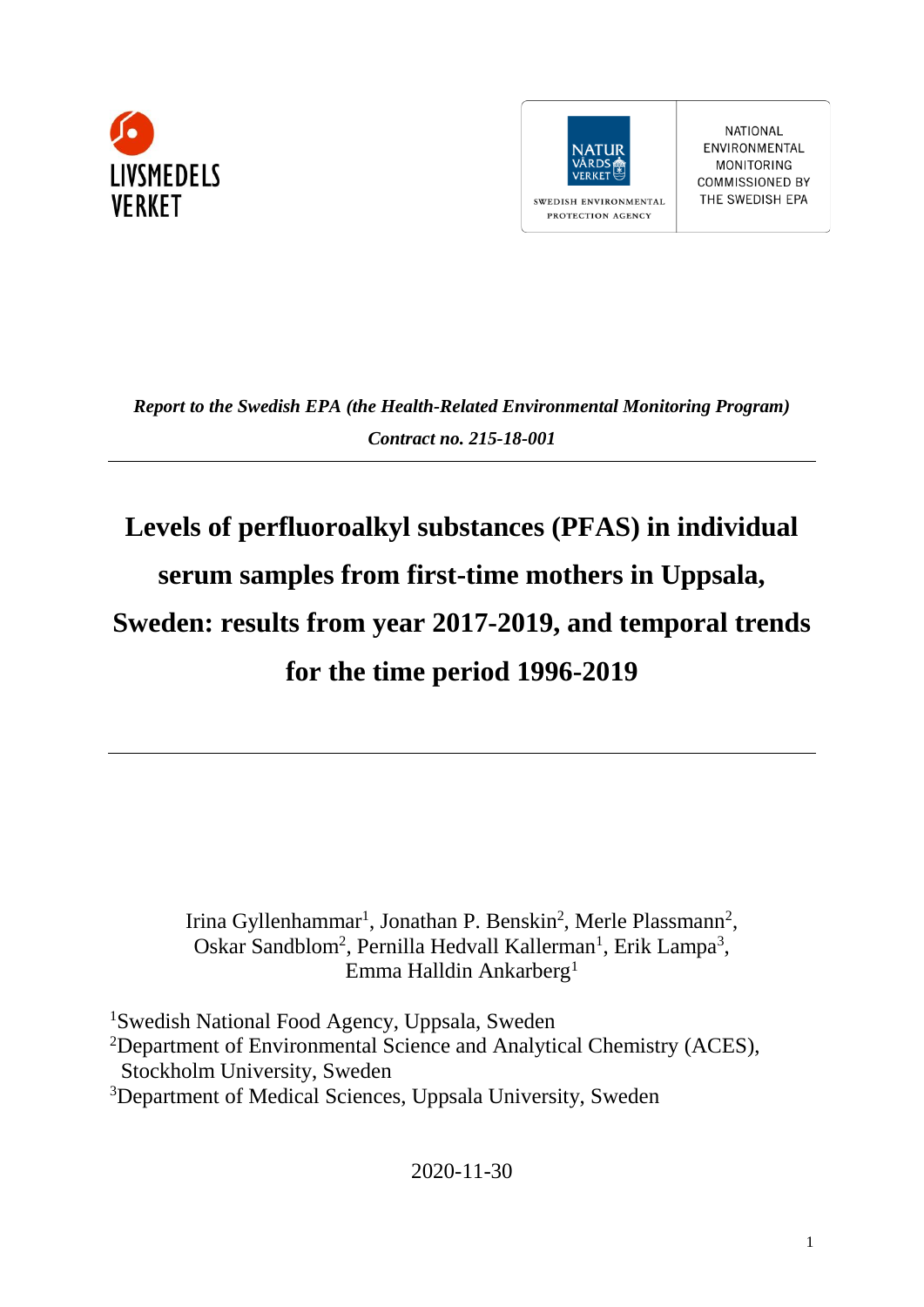LIVSMEDELS VERKET

NATUR VÅRDS VERKET
SWEDISH ENVIRONMENTAL PROTECTION AGENCY

NATIONAL ENVIRONMENTAL MONITORING COMMISSIONED BY THE SWEDISH EPA

***Report to the Swedish EPA (the Health-Related Environmental Monitoring Program)***

***Contract no. 215-18-001***

# Levels of perfluoroalkyl substances (PFAS) in individual serum samples from first-time mothers in Uppsala, Sweden: results from year 2017-2019, and temporal trends for the time period 1996-2019

Irina Gyllenhammar[1], Jonathan P. Benskin[2], Merle Plassmann[2], Oskar Sandblom[2], Pernilla Hedvall Kallerman[1], Erik Lampa[3], Emma Halldin Ankarberg[1]

[1]Swedish National Food Agency, Uppsala, Sweden
[2]Department of Environmental Science and Analytical Chemistry (ACES), Stockholm University, Sweden
[3]Department of Medical Sciences, Uppsala University, Sweden

2020-11-30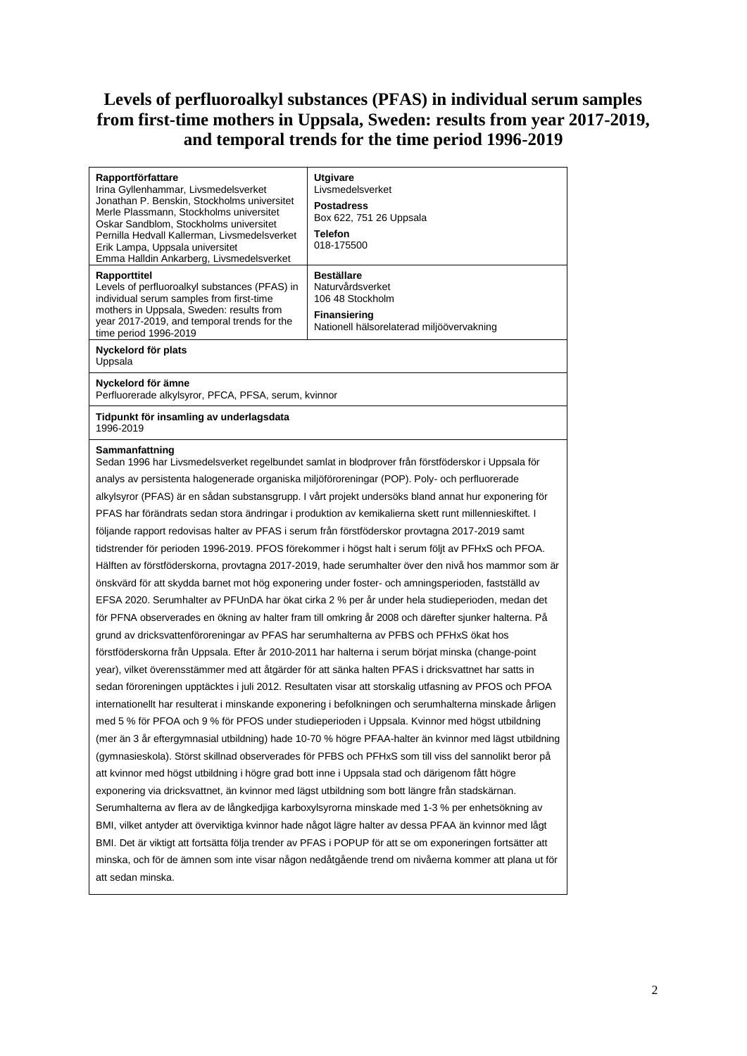# Levels of perfluoroalkyl substances (PFAS) in individual serum samples from first-time mothers in Uppsala, Sweden: results from year 2017-2019, and temporal trends for the time period 1996-2019

| **Rapportförfattare**<br>Irina Gyllenhammar, Livsmedelsverket<br>Jonathan P. Benskin, Stockholms universitet<br>Merle Plassmann, Stockholms universitet<br>Oskar Sandblom, Stockholms universitet<br>Pernilla Hedvall Kallerman, Livsmedelsverket<br>Erik Lampa, Uppsala universitet<br>Emma Halldin Ankarberg, Livsmedelsverket | **Utgivare**<br>Livsmedelsverket<br>**Postadress**<br>Box 622, 751 26 Uppsala<br>**Telefon**<br>018-175500 |
|---|---|
| **Rapporttitel**<br>Levels of perfluoroalkyl substances (PFAS) in individual serum samples from first-time mothers in Uppsala, Sweden: results from year 2017-2019, and temporal trends for the time period 1996-2019 | **Beställare**<br>Naturvårdsverket<br>106 48 Stockholm<br>**Finansiering**<br>Nationell hälsorelaterad miljöövervakning |

**Nyckelord för plats**
Uppsala

**Nyckelord för ämne**
Perfluorerade alkylsyror, PFCA, PFSA, serum, kvinnor

**Tidpunkt för insamling av underlagsdata**
1996-2019

**Sammanfattning**
Sedan 1996 har Livsmedelsverket regelbundet samlat in blodprover från förstföderskor i Uppsala för analys av persistenta halogenerade organiska miljöföroreningar (POP). Poly- och perfluorerade alkylsyror (PFAS) är en sådan substansgrupp. I vårt projekt undersöks bland annat hur exponering för PFAS har förändrats sedan stora ändringar i produktion av kemikalierna skett runt millennieskiftet. I följande rapport redovisas halter av PFAS i serum från förstföderskor provtagna 2017-2019 samt tidstrender för perioden 1996-2019. PFOS förekommer i högst halt i serum följt av PFHxS och PFOA. Hälften av förstföderskorna, provtagna 2017-2019, hade serumhalter över den nivå hos mammor som är önskvärd för att skydda barnet mot hög exponering under foster- och amningsperioden, fastställd av EFSA 2020. Serumhalter av PFUnDA har ökat cirka 2 % per år under hela studieperioden, medan det för PFNA observerades en ökning av halter fram till omkring år 2008 och därefter sjunker halterna. På grund av dricksvattenföroreningar av PFAS har serumhalterna av PFBS och PFHxS ökat hos förstföderskorna från Uppsala. Efter år 2010-2011 har halterna i serum börjat minska (change-point year), vilket överensstämmer med att åtgärder för att sänka halten PFAS i dricksvattnet har satts in sedan föroreningen upptäcktes i juli 2012. Resultaten visar att storskalig utfasning av PFOS och PFOA internationellt har resulterat i minskande exponering i befolkningen och serumhalterna minskade årligen med 5 % för PFOA och 9 % för PFOS under studieperioden i Uppsala. Kvinnor med högst utbildning (mer än 3 år eftergymnasial utbildning) hade 10-70 % högre PFAA-halter än kvinnor med lägst utbildning (gymnasieskola). Störst skillnad observerades för PFBS och PFHxS som till viss del sannolikt beror på att kvinnor med högst utbildning i högre grad bott inne i Uppsala stad och därigenom fått högre exponering via dricksvattnet, än kvinnor med lägst utbildning som bott längre från stadskärnan. Serumhalterna av flera av de långkedjiga karboxylsyrorna minskade med 1-3 % per enhetsökning av BMI, vilket antyder att överviktiga kvinnor hade något lägre halter av dessa PFAA än kvinnor med lågt BMI. Det är viktigt att fortsätta följa trender av PFAS i POPUP för att se om exponeringen fortsätter att minska, och för de ämnen som inte visar någon nedåtgående trend om nivåerna kommer att plana ut för att sedan minska.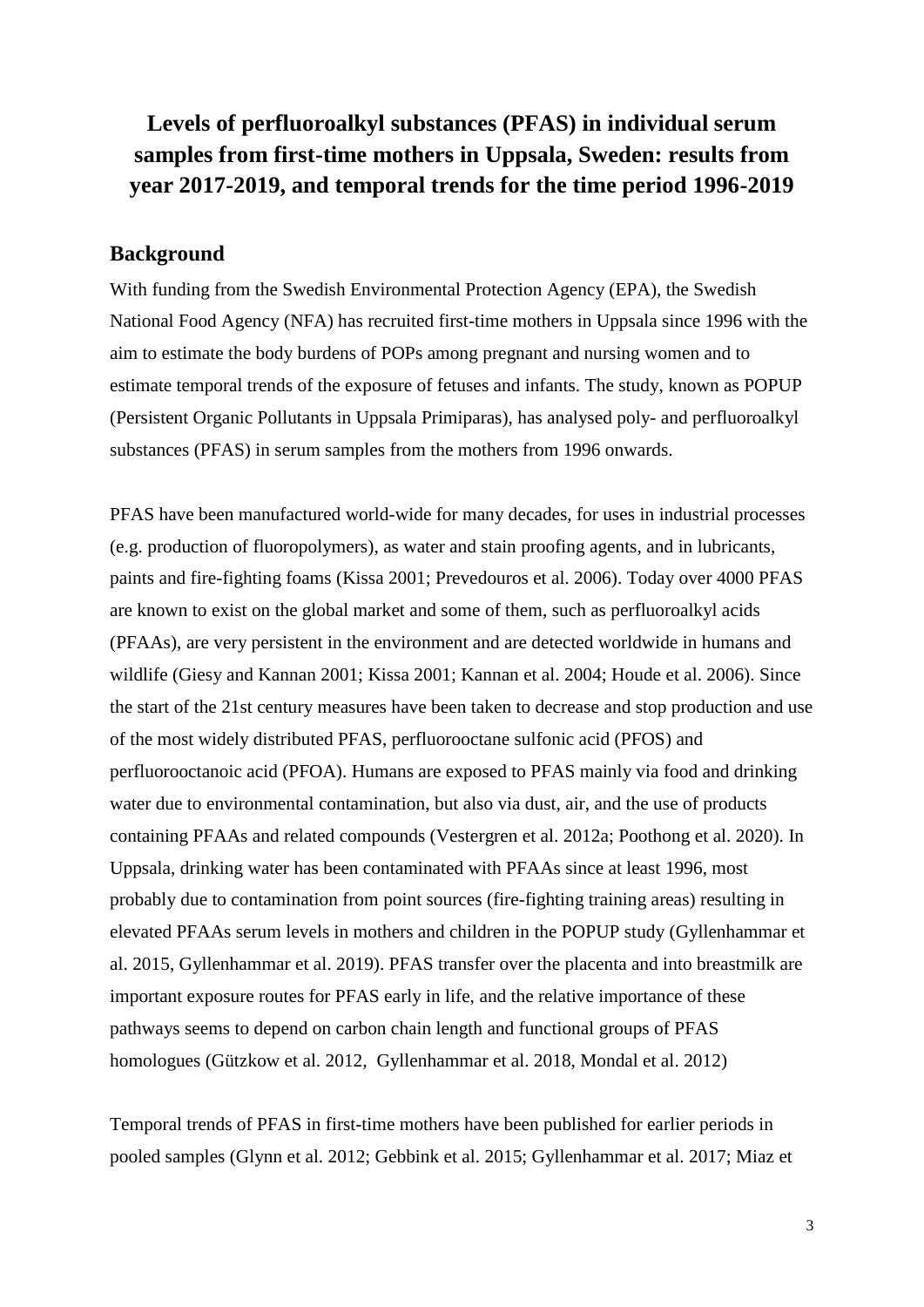# Levels of perfluoroalkyl substances (PFAS) in individual serum samples from first-time mothers in Uppsala, Sweden: results from year 2017-2019, and temporal trends for the time period 1996-2019

## Background

With funding from the Swedish Environmental Protection Agency (EPA), the Swedish National Food Agency (NFA) has recruited first-time mothers in Uppsala since 1996 with the aim to estimate the body burdens of POPs among pregnant and nursing women and to estimate temporal trends of the exposure of fetuses and infants. The study, known as POPUP (Persistent Organic Pollutants in Uppsala Primiparas), has analysed poly- and perfluoroalkyl substances (PFAS) in serum samples from the mothers from 1996 onwards.

PFAS have been manufactured world-wide for many decades, for uses in industrial processes (e.g. production of fluoropolymers), as water and stain proofing agents, and in lubricants, paints and fire-fighting foams (Kissa 2001; Prevedouros et al. 2006). Today over 4000 PFAS are known to exist on the global market and some of them, such as perfluoroalkyl acids (PFAAs), are very persistent in the environment and are detected worldwide in humans and wildlife (Giesy and Kannan 2001; Kissa 2001; Kannan et al. 2004; Houde et al. 2006). Since the start of the 21st century measures have been taken to decrease and stop production and use of the most widely distributed PFAS, perfluorooctane sulfonic acid (PFOS) and perfluorooctanoic acid (PFOA). Humans are exposed to PFAS mainly via food and drinking water due to environmental contamination, but also via dust, air, and the use of products containing PFAAs and related compounds (Vestergren et al. 2012a; Poothong et al. 2020). In Uppsala, drinking water has been contaminated with PFAAs since at least 1996, most probably due to contamination from point sources (fire-fighting training areas) resulting in elevated PFAAs serum levels in mothers and children in the POPUP study (Gyllenhammar et al. 2015, Gyllenhammar et al. 2019). PFAS transfer over the placenta and into breastmilk are important exposure routes for PFAS early in life, and the relative importance of these pathways seems to depend on carbon chain length and functional groups of PFAS homologues (Gützkow et al. 2012, Gyllenhammar et al. 2018, Mondal et al. 2012)

Temporal trends of PFAS in first-time mothers have been published for earlier periods in pooled samples (Glynn et al. 2012; Gebbink et al. 2015; Gyllenhammar et al. 2017; Miaz et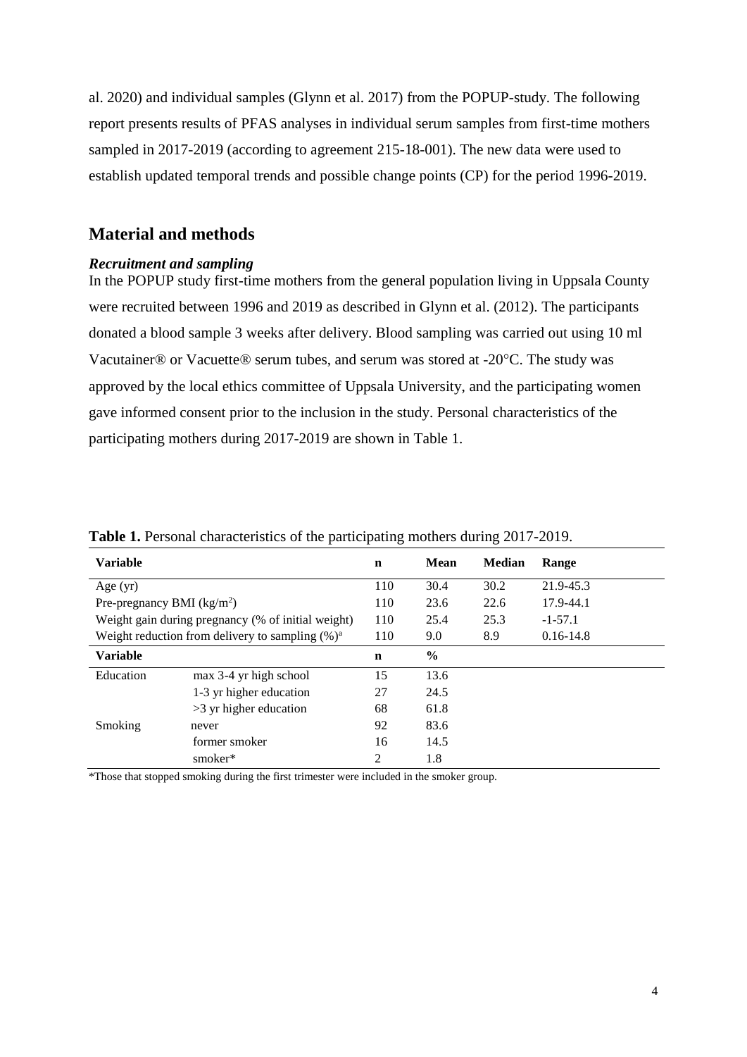al. 2020) and individual samples (Glynn et al. 2017) from the POPUP-study. The following report presents results of PFAS analyses in individual serum samples from first-time mothers sampled in 2017-2019 (according to agreement 215-18-001). The new data were used to establish updated temporal trends and possible change points (CP) for the period 1996-2019.

## Material and methods

### *Recruitment and sampling*

In the POPUP study first-time mothers from the general population living in Uppsala County were recruited between 1996 and 2019 as described in Glynn et al. (2012). The participants donated a blood sample 3 weeks after delivery. Blood sampling was carried out using 10 ml Vacutainer® or Vacuette® serum tubes, and serum was stored at -20°C. The study was approved by the local ethics committee of Uppsala University, and the participating women gave informed consent prior to the inclusion in the study. Personal characteristics of the participating mothers during 2017-2019 are shown in Table 1.

**Table 1.** Personal characteristics of the participating mothers during 2017-2019.

| **Variable** | | **n** | **Mean** | **Median** | **Range** |
|---|---|---|---|---|---|
| Age (yr) | | 110 | 30.4 | 30.2 | 21.9-45.3 |
| Pre-pregnancy BMI ($kg/m^2$) | | 110 | 23.6 | 22.6 | 17.9-44.1 |
| Weight gain during pregnancy (% of initial weight) | | 110 | 25.4 | 25.3 | -1-57.1 |
| Weight reduction from delivery to sampling (%)[a] | | 110 | 9.0 | 8.9 | 0.16-14.8 |
| **Variable** | | **n** | **%** | | |
| Education | max 3-4 yr high school | 15 | 13.6 | | |
| | 1-3 yr higher education | 27 | 24.5 | | |
| | >3 yr higher education | 68 | 61.8 | | |
| Smoking | never | 92 | 83.6 | | |
| | former smoker | 16 | 14.5 | | |
| | smoker* | 2 | 1.8 | | |

*Those that stopped smoking during the first trimester were included in the smoker group.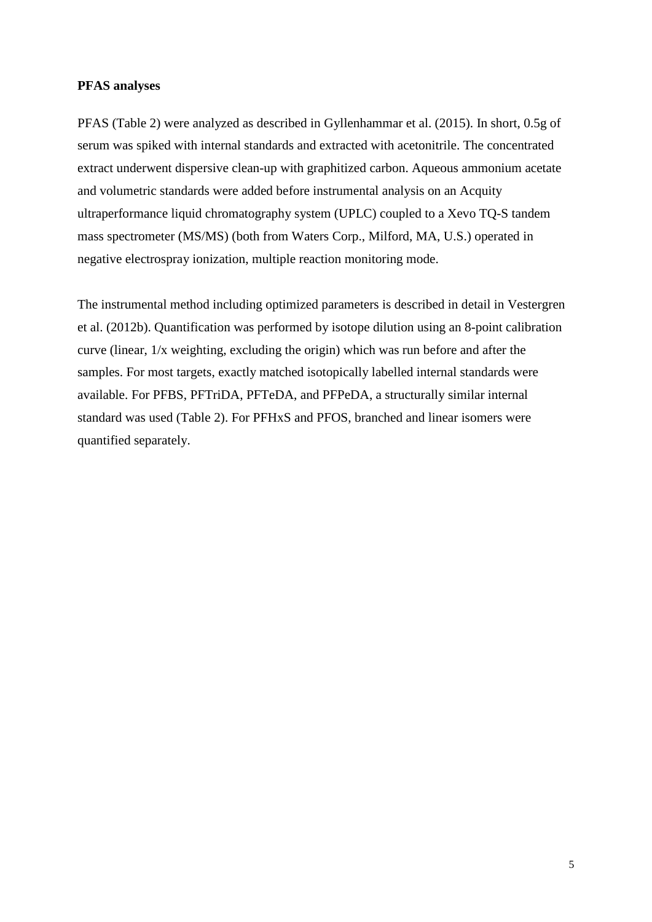**PFAS analyses**

PFAS (Table 2) were analyzed as described in Gyllenhammar et al. (2015). In short, 0.5g of serum was spiked with internal standards and extracted with acetonitrile. The concentrated extract underwent dispersive clean-up with graphitized carbon. Aqueous ammonium acetate and volumetric standards were added before instrumental analysis on an Acquity ultraperformance liquid chromatography system (UPLC) coupled to a Xevo TQ-S tandem mass spectrometer (MS/MS) (both from Waters Corp., Milford, MA, U.S.) operated in negative electrospray ionization, multiple reaction monitoring mode.

The instrumental method including optimized parameters is described in detail in Vestergren et al. (2012b). Quantification was performed by isotope dilution using an 8-point calibration curve (linear, 1/x weighting, excluding the origin) which was run before and after the samples. For most targets, exactly matched isotopically labelled internal standards were available. For PFBS, PFTriDA, PFTeDA, and PFPeDA, a structurally similar internal standard was used (Table 2). For PFHxS and PFOS, branched and linear isomers were quantified separately.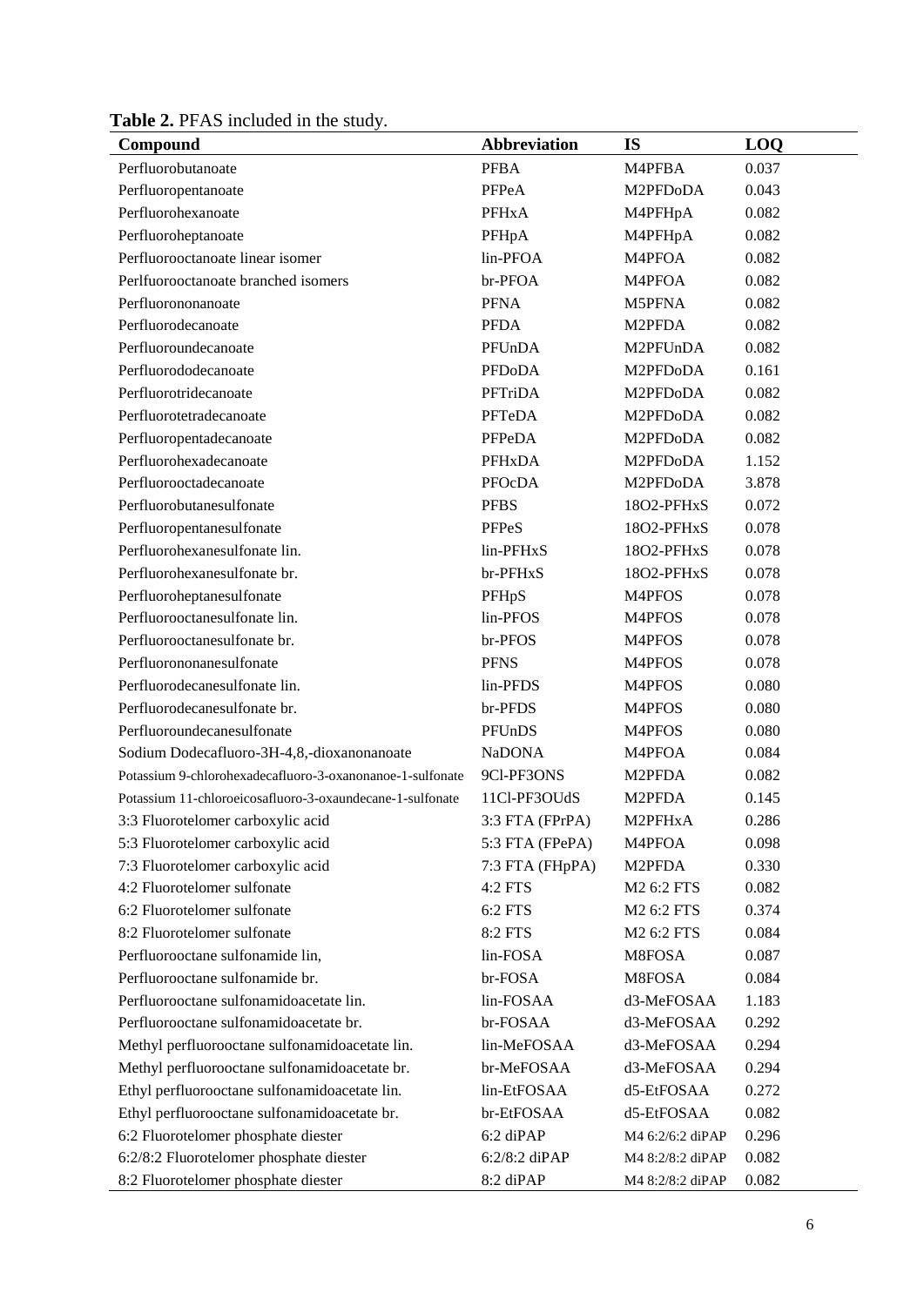**Table 2.** PFAS included in the study.

| Compound | Abbreviation | IS | LOQ |
|---|---|---|---|
| Perfluorobutanoate | PFBA | M4PFBA | 0.037 |
| Perfluoropentanoate | PFPeA | M2PFDoDA | 0.043 |
| Perfluorohexanoate | PFHxA | M4PFHpA | 0.082 |
| Perfluoroheptanoate | PFHpA | M4PFHpA | 0.082 |
| Perfluorooctanoate linear isomer | lin-PFOA | M4PFOA | 0.082 |
| Perlfuorooctanoate branched isomers | br-PFOA | M4PFOA | 0.082 |
| Perfluorononanoate | PFNA | M5PFNA | 0.082 |
| Perfluorodecanoate | PFDA | M2PFDA | 0.082 |
| Perfluoroundecanoate | PFUnDA | M2PFUnDA | 0.082 |
| Perfluorododecanoate | PFDoDA | M2PFDoDA | 0.161 |
| Perfluorotridecanoate | PFTriDA | M2PFDoDA | 0.082 |
| Perfluorotetradecanoate | PFTeDA | M2PFDoDA | 0.082 |
| Perfluoropentadecanoate | PFPeDA | M2PFDoDA | 0.082 |
| Perfluorohexadecanoate | PFHxDA | M2PFDoDA | 1.152 |
| Perfluorooctadecanoate | PFOcDA | M2PFDoDA | 3.878 |
| Perfluorobutanesulfonate | PFBS | 18O2-PFHxS | 0.072 |
| Perfluoropentanesulfonate | PFPeS | 18O2-PFHxS | 0.078 |
| Perfluorohexanesulfonate lin. | lin-PFHxS | 18O2-PFHxS | 0.078 |
| Perfluorohexanesulfonate br. | br-PFHxS | 18O2-PFHxS | 0.078 |
| Perfluoroheptanesulfonate | PFHpS | M4PFOS | 0.078 |
| Perfluorooctanesulfonate lin. | lin-PFOS | M4PFOS | 0.078 |
| Perfluorooctanesulfonate br. | br-PFOS | M4PFOS | 0.078 |
| Perfluorononanesulfonate | PFNS | M4PFOS | 0.078 |
| Perfluorodecanesulfonate lin. | lin-PFDS | M4PFOS | 0.080 |
| Perfluorodecanesulfonate br. | br-PFDS | M4PFOS | 0.080 |
| Perfluoroundecanesulfonate | PFUnDS | M4PFOS | 0.080 |
| Sodium Dodecafluoro-3H-4,8,-dioxanonanoate | NaDONA | M4PFOA | 0.084 |
| Potassium 9-chlorohexadecafluoro-3-oxanonanoe-1-sulfonate | 9Cl-PF3ONS | M2PFDA | 0.082 |
| Potassium 11-chloroeicosafluoro-3-oxaundecane-1-sulfonate | 11Cl-PF3OUdS | M2PFDA | 0.145 |
| 3:3 Fluorotelomer carboxylic acid | 3:3 FTA (FPrPA) | M2PFHxA | 0.286 |
| 5:3 Fluorotelomer carboxylic acid | 5:3 FTA (FPePA) | M4PFOA | 0.098 |
| 7:3 Fluorotelomer carboxylic acid | 7:3 FTA (FHpPA) | M2PFDA | 0.330 |
| 4:2 Fluorotelomer sulfonate | 4:2 FTS | M2 6:2 FTS | 0.082 |
| 6:2 Fluorotelomer sulfonate | 6:2 FTS | M2 6:2 FTS | 0.374 |
| 8:2 Fluorotelomer sulfonate | 8:2 FTS | M2 6:2 FTS | 0.084 |
| Perfluorooctane sulfonamide lin, | lin-FOSA | M8FOSA | 0.087 |
| Perfluorooctane sulfonamide br. | br-FOSA | M8FOSA | 0.084 |
| Perfluorooctane sulfonamidoacetate lin. | lin-FOSAA | d3-MeFOSAA | 1.183 |
| Perfluorooctane sulfonamidoacetate br. | br-FOSAA | d3-MeFOSAA | 0.292 |
| Methyl perfluorooctane sulfonamidoacetate lin. | lin-MeFOSAA | d3-MeFOSAA | 0.294 |
| Methyl perfluorooctane sulfonamidoacetate br. | br-MeFOSAA | d3-MeFOSAA | 0.294 |
| Ethyl perfluorooctane sulfonamidoacetate lin. | lin-EtFOSAA | d5-EtFOSAA | 0.272 |
| Ethyl perfluorooctane sulfonamidoacetate br. | br-EtFOSAA | d5-EtFOSAA | 0.082 |
| 6:2 Fluorotelomer phosphate diester | 6:2 diPAP | M4 6:2/6:2 diPAP | 0.296 |
| 6:2/8:2 Fluorotelomer phosphate diester | 6:2/8:2 diPAP | M4 8:2/8:2 diPAP | 0.082 |
| 8:2 Fluorotelomer phosphate diester | 8:2 diPAP | M4 8:2/8:2 diPAP | 0.082 |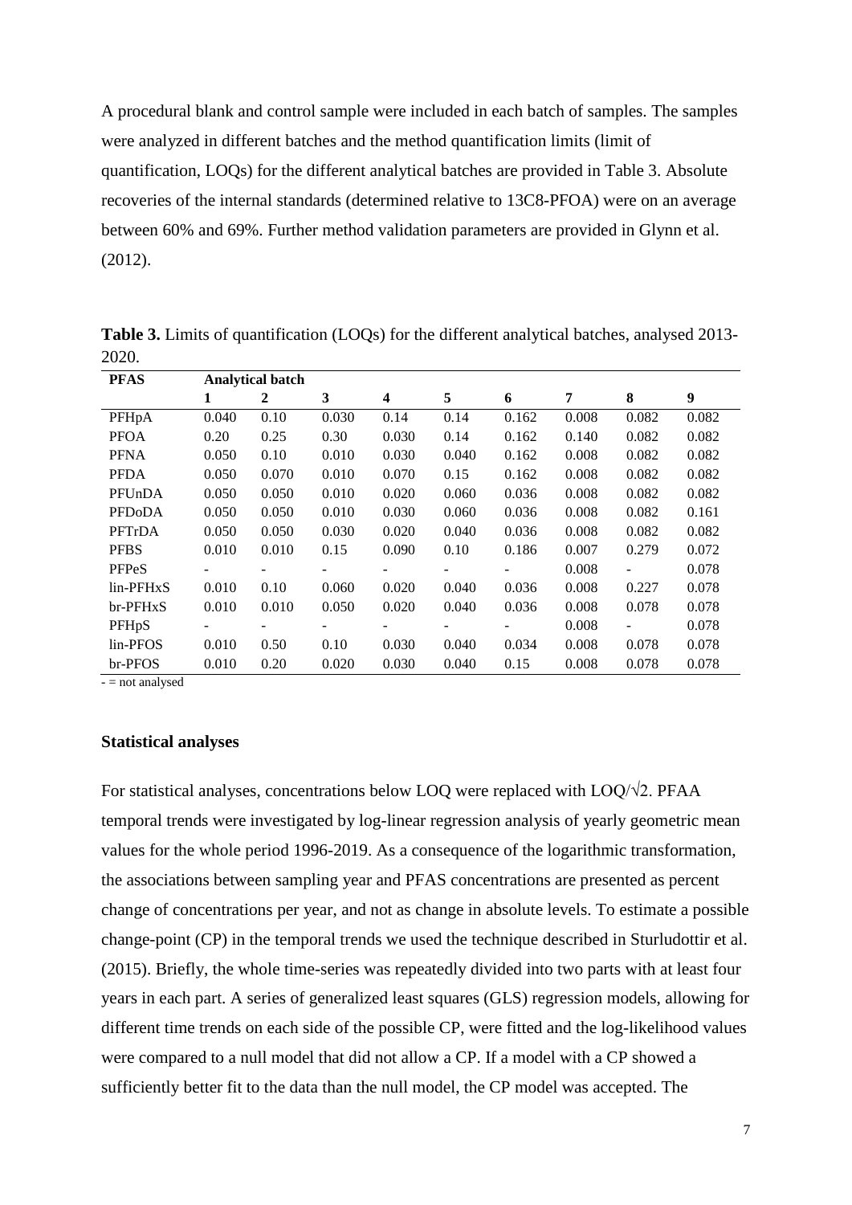A procedural blank and control sample were included in each batch of samples. The samples were analyzed in different batches and the method quantification limits (limit of quantification, LOQs) for the different analytical batches are provided in Table 3. Absolute recoveries of the internal standards (determined relative to 13C8-PFOA) were on an average between 60% and 69%. Further method validation parameters are provided in Glynn et al. (2012).

**Table 3.** Limits of quantification (LOQs) for the different analytical batches, analysed 2013-2020.

| PFAS | Analytical batch | | | | | | | | |
|---|---|---|---|---|---|---|---|---|---|
| | 1 | 2 | 3 | 4 | 5 | 6 | 7 | 8 | 9 |
| PFHpA | 0.040 | 0.10 | 0.030 | 0.14 | 0.14 | 0.162 | 0.008 | 0.082 | 0.082 |
| PFOA | 0.20 | 0.25 | 0.30 | 0.030 | 0.14 | 0.162 | 0.140 | 0.082 | 0.082 |
| PFNA | 0.050 | 0.10 | 0.010 | 0.030 | 0.040 | 0.162 | 0.008 | 0.082 | 0.082 |
| PFDA | 0.050 | 0.070 | 0.010 | 0.070 | 0.15 | 0.162 | 0.008 | 0.082 | 0.082 |
| PFUnDA | 0.050 | 0.050 | 0.010 | 0.020 | 0.060 | 0.036 | 0.008 | 0.082 | 0.082 |
| PFDoDA | 0.050 | 0.050 | 0.010 | 0.030 | 0.060 | 0.036 | 0.008 | 0.082 | 0.161 |
| PFTrDA | 0.050 | 0.050 | 0.030 | 0.020 | 0.040 | 0.036 | 0.008 | 0.082 | 0.082 |
| PFBS | 0.010 | 0.010 | 0.15 | 0.090 | 0.10 | 0.186 | 0.007 | 0.279 | 0.072 |
| PFPeS | - | - | - | - | - | - | 0.008 | - | 0.078 |
| lin-PFHxS | 0.010 | 0.10 | 0.060 | 0.020 | 0.040 | 0.036 | 0.008 | 0.227 | 0.078 |
| br-PFHxS | 0.010 | 0.010 | 0.050 | 0.020 | 0.040 | 0.036 | 0.008 | 0.078 | 0.078 |
| PFHpS | - | - | - | - | - | - | 0.008 | - | 0.078 |
| lin-PFOS | 0.010 | 0.50 | 0.10 | 0.030 | 0.040 | 0.034 | 0.008 | 0.078 | 0.078 |
| br-PFOS | 0.010 | 0.20 | 0.020 | 0.030 | 0.040 | 0.15 | 0.008 | 0.078 | 0.078 |

- = not analysed

### Statistical analyses

For statistical analyses, concentrations below LOQ were replaced with LOQ/$\sqrt{2}$. PFAA temporal trends were investigated by log-linear regression analysis of yearly geometric mean values for the whole period 1996-2019. As a consequence of the logarithmic transformation, the associations between sampling year and PFAS concentrations are presented as percent change of concentrations per year, and not as change in absolute levels. To estimate a possible change-point (CP) in the temporal trends we used the technique described in Sturludottir et al. (2015). Briefly, the whole time-series was repeatedly divided into two parts with at least four years in each part. A series of generalized least squares (GLS) regression models, allowing for different time trends on each side of the possible CP, were fitted and the log-likelihood values were compared to a null model that did not allow a CP. If a model with a CP showed a sufficiently better fit to the data than the null model, the CP model was accepted. The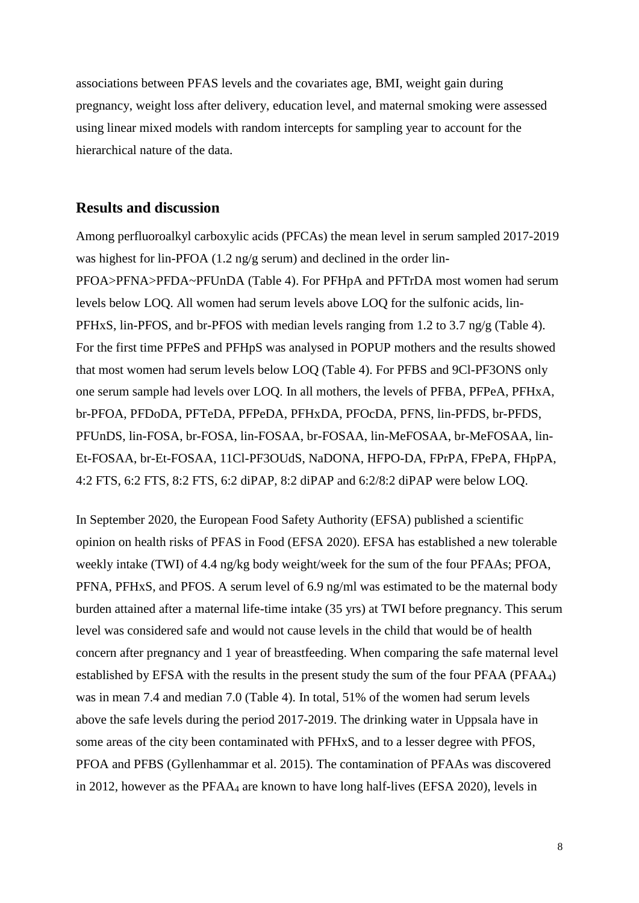associations between PFAS levels and the covariates age, BMI, weight gain during pregnancy, weight loss after delivery, education level, and maternal smoking were assessed using linear mixed models with random intercepts for sampling year to account for the hierarchical nature of the data.

## Results and discussion

Among perfluoroalkyl carboxylic acids (PFCAs) the mean level in serum sampled 2017-2019 was highest for lin-PFOA (1.2 ng/g serum) and declined in the order lin-PFOA>PFNA>PFDA~PFUnDA (Table 4). For PFHpA and PFTrDA most women had serum levels below LOQ. All women had serum levels above LOQ for the sulfonic acids, lin-PFHxS, lin-PFOS, and br-PFOS with median levels ranging from 1.2 to 3.7 ng/g (Table 4). For the first time PFPeS and PFHpS was analysed in POPUP mothers and the results showed that most women had serum levels below LOQ (Table 4). For PFBS and 9Cl-PF3ONS only one serum sample had levels over LOQ. In all mothers, the levels of PFBA, PFPeA, PFHxA, br-PFOA, PFDoDA, PFTeDA, PFPeDA, PFHxDA, PFOcDA, PFNS, lin-PFDS, br-PFDS, PFUnDS, lin-FOSA, br-FOSA, lin-FOSAA, br-FOSAA, lin-MeFOSAA, br-MeFOSAA, lin-Et-FOSAA, br-Et-FOSAA, 11Cl-PF3OUdS, NaDONA, HFPO-DA, FPrPA, FPePA, FHpPA, 4:2 FTS, 6:2 FTS, 8:2 FTS, 6:2 diPAP, 8:2 diPAP and 6:2/8:2 diPAP were below LOQ.

In September 2020, the European Food Safety Authority (EFSA) published a scientific opinion on health risks of PFAS in Food (EFSA 2020). EFSA has established a new tolerable weekly intake (TWI) of 4.4 ng/kg body weight/week for the sum of the four PFAAs; PFOA, PFNA, PFHxS, and PFOS. A serum level of 6.9 ng/ml was estimated to be the maternal body burden attained after a maternal life-time intake (35 yrs) at TWI before pregnancy. This serum level was considered safe and would not cause levels in the child that would be of health concern after pregnancy and 1 year of breastfeeding. When comparing the safe maternal level established by EFSA with the results in the present study the sum of the four PFAA ($PFAA_4$) was in mean 7.4 and median 7.0 (Table 4). In total, 51% of the women had serum levels above the safe levels during the period 2017-2019. The drinking water in Uppsala have in some areas of the city been contaminated with PFHxS, and to a lesser degree with PFOS, PFOA and PFBS (Gyllenhammar et al. 2015). The contamination of PFAAs was discovered in 2012, however as the $PFAA_4$ are known to have long half-lives (EFSA 2020), levels in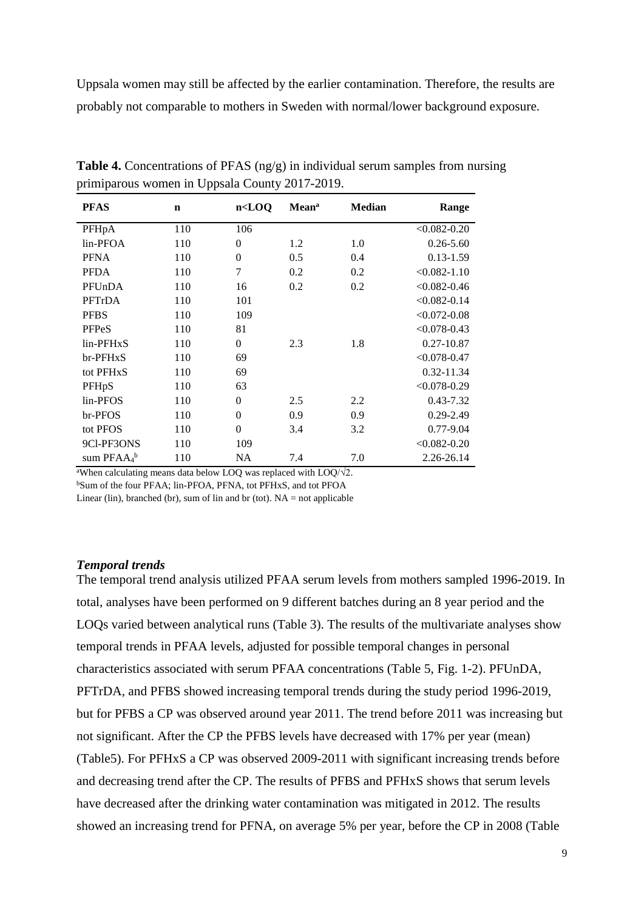Uppsala women may still be affected by the earlier contamination. Therefore, the results are probably not comparable to mothers in Sweden with normal/lower background exposure.

**Table 4.** Concentrations of PFAS (ng/g) in individual serum samples from nursing primiparous women in Uppsala County 2017-2019.

| PFAS | n | n<LOQ | Mean[a] | Median | Range |
|---|---|---|---|---|---|
| PFHpA | 110 | 106 | | | <0.082-0.20 |
| lin-PFOA | 110 | 0 | 1.2 | 1.0 | 0.26-5.60 |
| PFNA | 110 | 0 | 0.5 | 0.4 | 0.13-1.59 |
| PFDA | 110 | 7 | 0.2 | 0.2 | <0.082-1.10 |
| PFUnDA | 110 | 16 | 0.2 | 0.2 | <0.082-0.46 |
| PFTrDA | 110 | 101 | | | <0.082-0.14 |
| PFBS | 110 | 109 | | | <0.072-0.08 |
| PFPeS | 110 | 81 | | | <0.078-0.43 |
| lin-PFHxS | 110 | 0 | 2.3 | 1.8 | 0.27-10.87 |
| br-PFHxS | 110 | 69 | | | <0.078-0.47 |
| tot PFHxS | 110 | 69 | | | 0.32-11.34 |
| PFHpS | 110 | 63 | | | <0.078-0.29 |
| lin-PFOS | 110 | 0 | 2.5 | 2.2 | 0.43-7.32 |
| br-PFOS | 110 | 0 | 0.9 | 0.9 | 0.29-2.49 |
| tot PFOS | 110 | 0 | 3.4 | 3.2 | 0.77-9.04 |
| 9Cl-PF3ONS | 110 | 109 | | | <0.082-0.20 |
| sum $PFAA_4$[b] | 110 | NA | 7.4 | 7.0 | 2.26-26.14 |

[a]When calculating means data below LOQ was replaced with LOQ/√2.
[b]Sum of the four PFAA; lin-PFOA, PFNA, tot PFHxS, and tot PFOA
Linear (lin), branched (br), sum of lin and br (tot). NA = not applicable

### *Temporal trends*

The temporal trend analysis utilized PFAA serum levels from mothers sampled 1996-2019. In total, analyses have been performed on 9 different batches during an 8 year period and the LOQs varied between analytical runs (Table 3). The results of the multivariate analyses show temporal trends in PFAA levels, adjusted for possible temporal changes in personal characteristics associated with serum PFAA concentrations (Table 5, Fig. 1-2). PFUnDA, PFTrDA, and PFBS showed increasing temporal trends during the study period 1996-2019, but for PFBS a CP was observed around year 2011. The trend before 2011 was increasing but not significant. After the CP the PFBS levels have decreased with 17% per year (mean) (Table5). For PFHxS a CP was observed 2009-2011 with significant increasing trends before and decreasing trend after the CP. The results of PFBS and PFHxS shows that serum levels have decreased after the drinking water contamination was mitigated in 2012. The results showed an increasing trend for PFNA, on average 5% per year, before the CP in 2008 (Table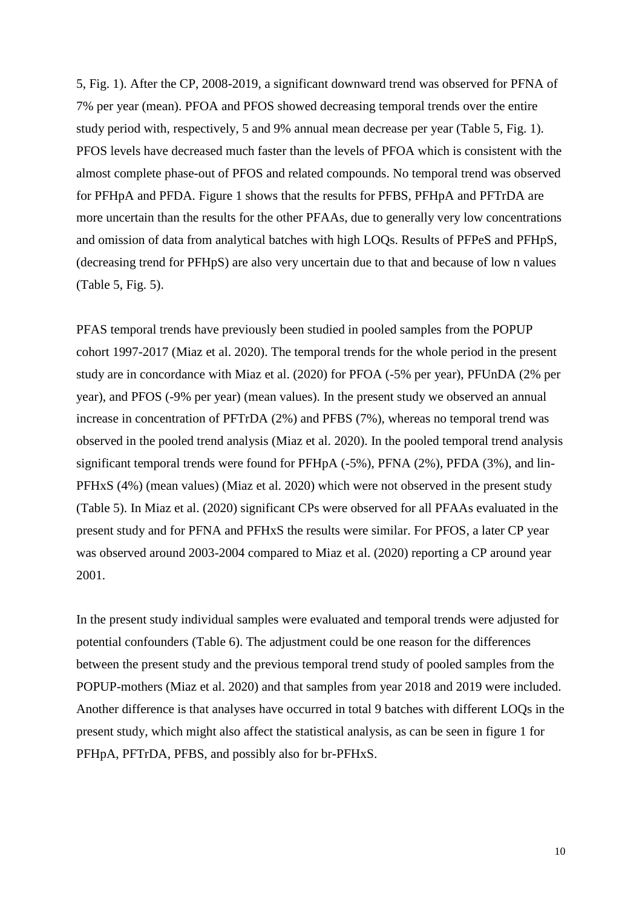5, Fig. 1). After the CP, 2008-2019, a significant downward trend was observed for PFNA of 7% per year (mean). PFOA and PFOS showed decreasing temporal trends over the entire study period with, respectively, 5 and 9% annual mean decrease per year (Table 5, Fig. 1). PFOS levels have decreased much faster than the levels of PFOA which is consistent with the almost complete phase-out of PFOS and related compounds. No temporal trend was observed for PFHpA and PFDA. Figure 1 shows that the results for PFBS, PFHpA and PFTrDA are more uncertain than the results for the other PFAAs, due to generally very low concentrations and omission of data from analytical batches with high LOQs. Results of PFPeS and PFHpS, (decreasing trend for PFHpS) are also very uncertain due to that and because of low n values (Table 5, Fig. 5).

PFAS temporal trends have previously been studied in pooled samples from the POPUP cohort 1997-2017 (Miaz et al. 2020). The temporal trends for the whole period in the present study are in concordance with Miaz et al. (2020) for PFOA (-5% per year), PFUnDA (2% per year), and PFOS (-9% per year) (mean values). In the present study we observed an annual increase in concentration of PFTrDA (2%) and PFBS (7%), whereas no temporal trend was observed in the pooled trend analysis (Miaz et al. 2020). In the pooled temporal trend analysis significant temporal trends were found for PFHpA (-5%), PFNA (2%), PFDA (3%), and lin-PFHxS (4%) (mean values) (Miaz et al. 2020) which were not observed in the present study (Table 5). In Miaz et al. (2020) significant CPs were observed for all PFAAs evaluated in the present study and for PFNA and PFHxS the results were similar. For PFOS, a later CP year was observed around 2003-2004 compared to Miaz et al. (2020) reporting a CP around year 2001.

In the present study individual samples were evaluated and temporal trends were adjusted for potential confounders (Table 6). The adjustment could be one reason for the differences between the present study and the previous temporal trend study of pooled samples from the POPUP-mothers (Miaz et al. 2020) and that samples from year 2018 and 2019 were included. Another difference is that analyses have occurred in total 9 batches with different LOQs in the present study, which might also affect the statistical analysis, as can be seen in figure 1 for PFHpA, PFTrDA, PFBS, and possibly also for br-PFHxS.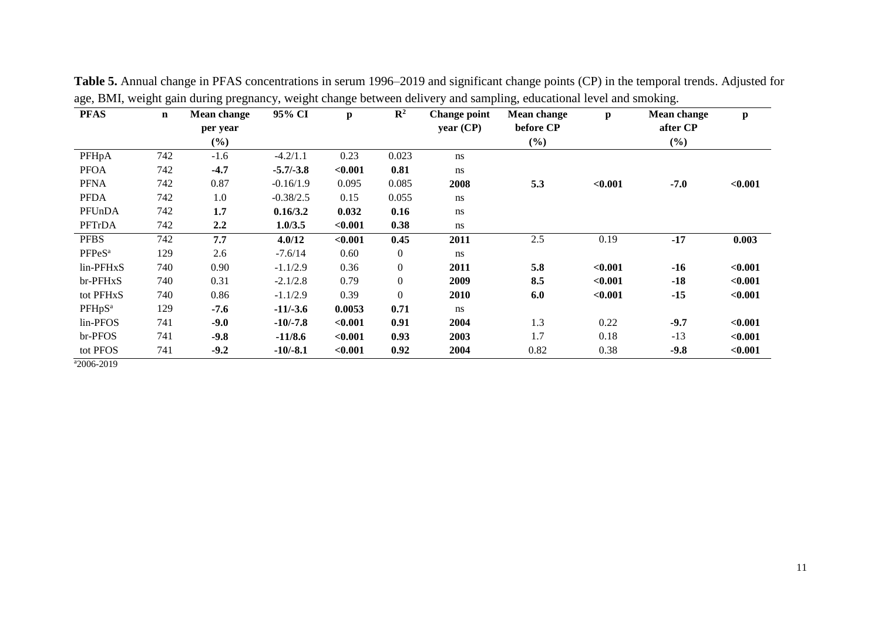**Table 5.** Annual change in PFAS concentrations in serum 1996–2019 and significant change points (CP) in the temporal trends. Adjusted for age, BMI, weight gain during pregnancy, weight change between delivery and sampling, educational level and smoking.

| PFAS | n | Mean change per year (%) | 95% CI | p | $R^2$ | Change point year (CP) | Mean change before CP (%) | p | Mean change after CP (%) | p |
|---|---|---|---|---|---|---|---|---|---|---|
| PFHpA | 742 | -1.6 | -4.2/1.1 | 0.23 | 0.023 | ns | | | | |
| PFOA | 742 | **-4.7** | **-5.7/-3.8** | **<0.001** | **0.81** | ns | | | | |
| PFNA | 742 | 0.87 | -0.16/1.9 | 0.095 | 0.085 | **2008** | **5.3** | **<0.001** | **-7.0** | **<0.001** |
| PFDA | 742 | 1.0 | -0.38/2.5 | 0.15 | 0.055 | ns | | | | |
| PFUnDA | 742 | **1.7** | **0.16/3.2** | **0.032** | **0.16** | ns | | | | |
| PFTrDA | 742 | **2.2** | **1.0/3.5** | **<0.001** | **0.38** | ns | | | | |
| PFBS | 742 | **7.7** | **4.0/12** | **<0.001** | **0.45** | **2011** | 2.5 | 0.19 | **-17** | **0.003** |
| PFPeS[a] | 129 | 2.6 | -7.6/14 | 0.60 | 0 | ns | | | | |
| lin-PFHxS | 740 | 0.90 | -1.1/2.9 | 0.36 | 0 | **2011** | **5.8** | **<0.001** | **-16** | **<0.001** |
| br-PFHxS | 740 | 0.31 | -2.1/2.8 | 0.79 | 0 | **2009** | **8.5** | **<0.001** | **-18** | **<0.001** |
| tot PFHxS | 740 | 0.86 | -1.1/2.9 | 0.39 | 0 | **2010** | **6.0** | **<0.001** | **-15** | **<0.001** |
| PFHpS[a] | 129 | **-7.6** | **-11/-3.6** | **0.0053** | **0.71** | ns | | | | |
| lin-PFOS | 741 | **-9.0** | **-10/-7.8** | **<0.001** | **0.91** | **2004** | 1.3 | 0.22 | **-9.7** | **<0.001** |
| br-PFOS | 741 | **-9.8** | **-11/8.6** | **<0.001** | **0.93** | **2003** | 1.7 | 0.18 | -13 | **<0.001** |
| tot PFOS | 741 | **-9.2** | **-10/-8.1** | **<0.001** | **0.92** | **2004** | 0.82 | 0.38 | **-9.8** | **<0.001** |

[a]2006-2019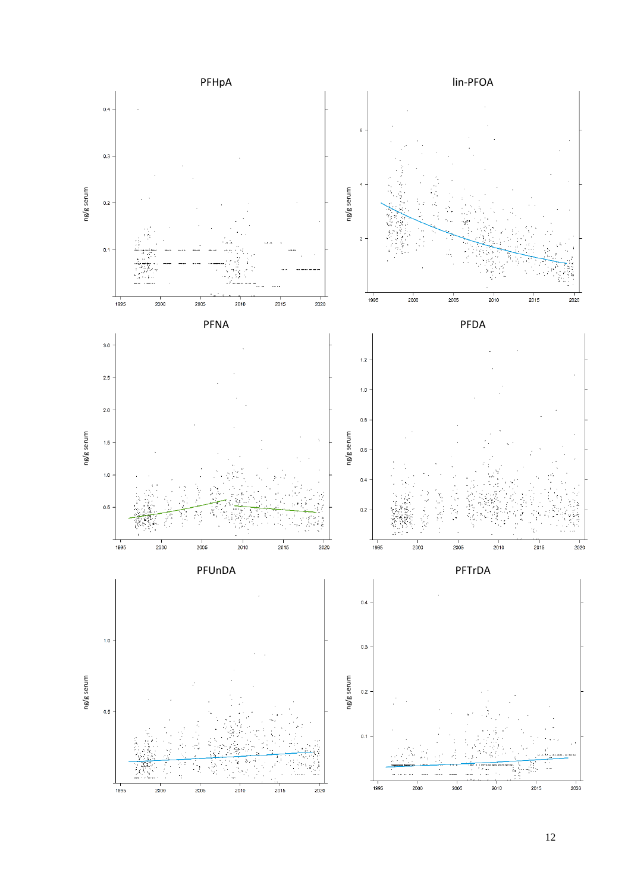PFHpA

lin-PFOA

PFNA

PFDA

PFUnDA

PFTrDA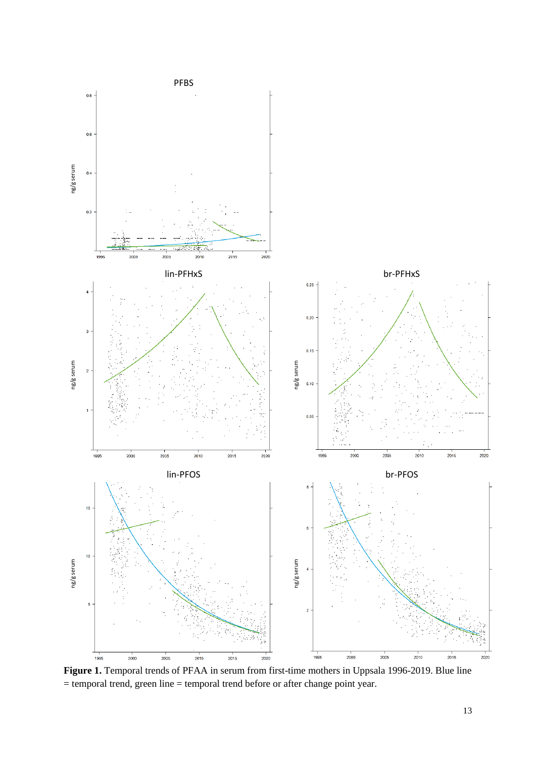**Figure 1.** Temporal trends of PFAA in serum from first-time mothers in Uppsala 1996-2019. Blue line = temporal trend, green line = temporal trend before or after change point year.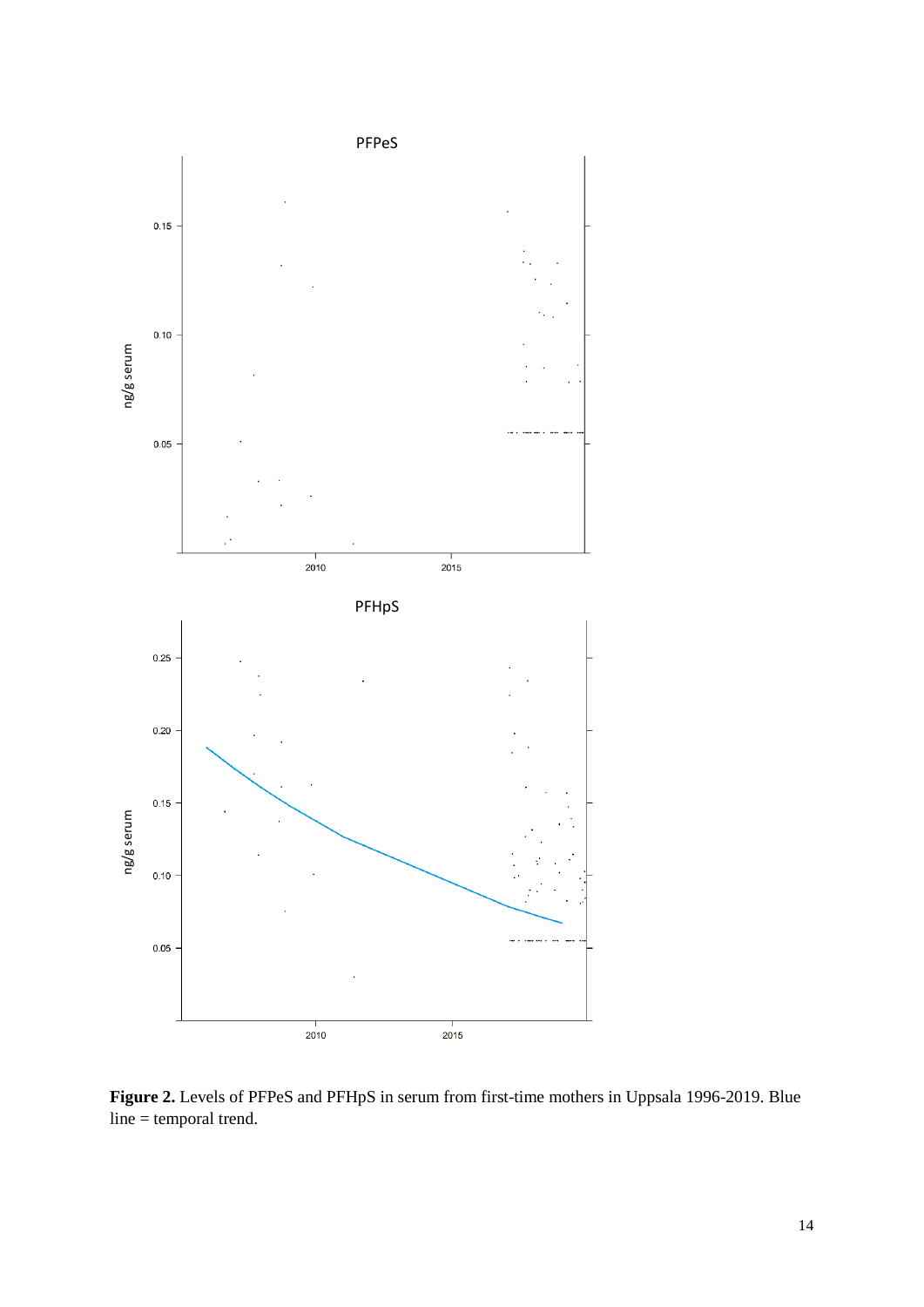**Figure 2.** Levels of PFPeS and PFHpS in serum from first-time mothers in Uppsala 1996-2019. Blue line = temporal trend.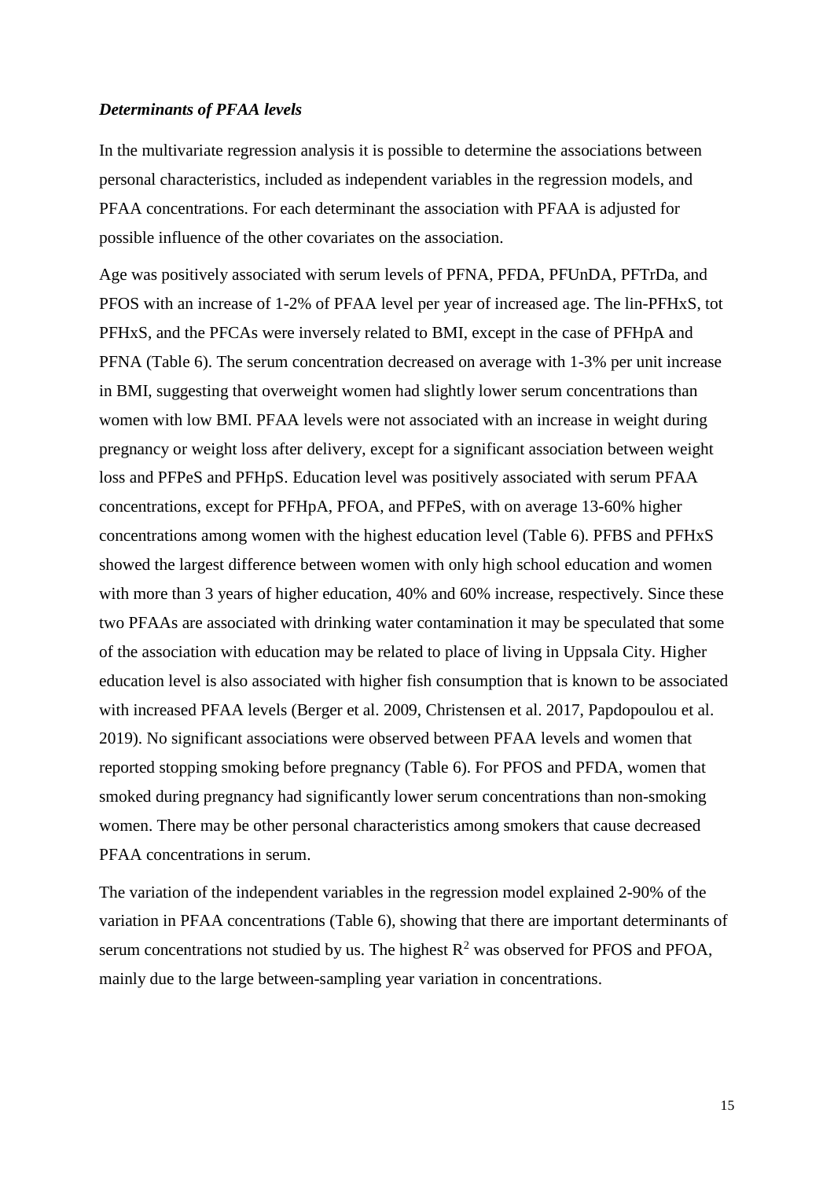### *Determinants of PFAA levels*

In the multivariate regression analysis it is possible to determine the associations between personal characteristics, included as independent variables in the regression models, and PFAA concentrations. For each determinant the association with PFAA is adjusted for possible influence of the other covariates on the association.

Age was positively associated with serum levels of PFNA, PFDA, PFUnDA, PFTrDa, and PFOS with an increase of 1-2% of PFAA level per year of increased age. The lin-PFHxS, tot PFHxS, and the PFCAs were inversely related to BMI, except in the case of PFHpA and PFNA (Table 6). The serum concentration decreased on average with 1-3% per unit increase in BMI, suggesting that overweight women had slightly lower serum concentrations than women with low BMI. PFAA levels were not associated with an increase in weight during pregnancy or weight loss after delivery, except for a significant association between weight loss and PFPeS and PFHpS. Education level was positively associated with serum PFAA concentrations, except for PFHpA, PFOA, and PFPeS, with on average 13-60% higher concentrations among women with the highest education level (Table 6). PFBS and PFHxS showed the largest difference between women with only high school education and women with more than 3 years of higher education, 40% and 60% increase, respectively. Since these two PFAAs are associated with drinking water contamination it may be speculated that some of the association with education may be related to place of living in Uppsala City. Higher education level is also associated with higher fish consumption that is known to be associated with increased PFAA levels (Berger et al. 2009, Christensen et al. 2017, Papdopoulou et al. 2019). No significant associations were observed between PFAA levels and women that reported stopping smoking before pregnancy (Table 6). For PFOS and PFDA, women that smoked during pregnancy had significantly lower serum concentrations than non-smoking women. There may be other personal characteristics among smokers that cause decreased PFAA concentrations in serum.

The variation of the independent variables in the regression model explained 2-90% of the variation in PFAA concentrations (Table 6), showing that there are important determinants of serum concentrations not studied by us. The highest $R^2$ was observed for PFOS and PFOA, mainly due to the large between-sampling year variation in concentrations.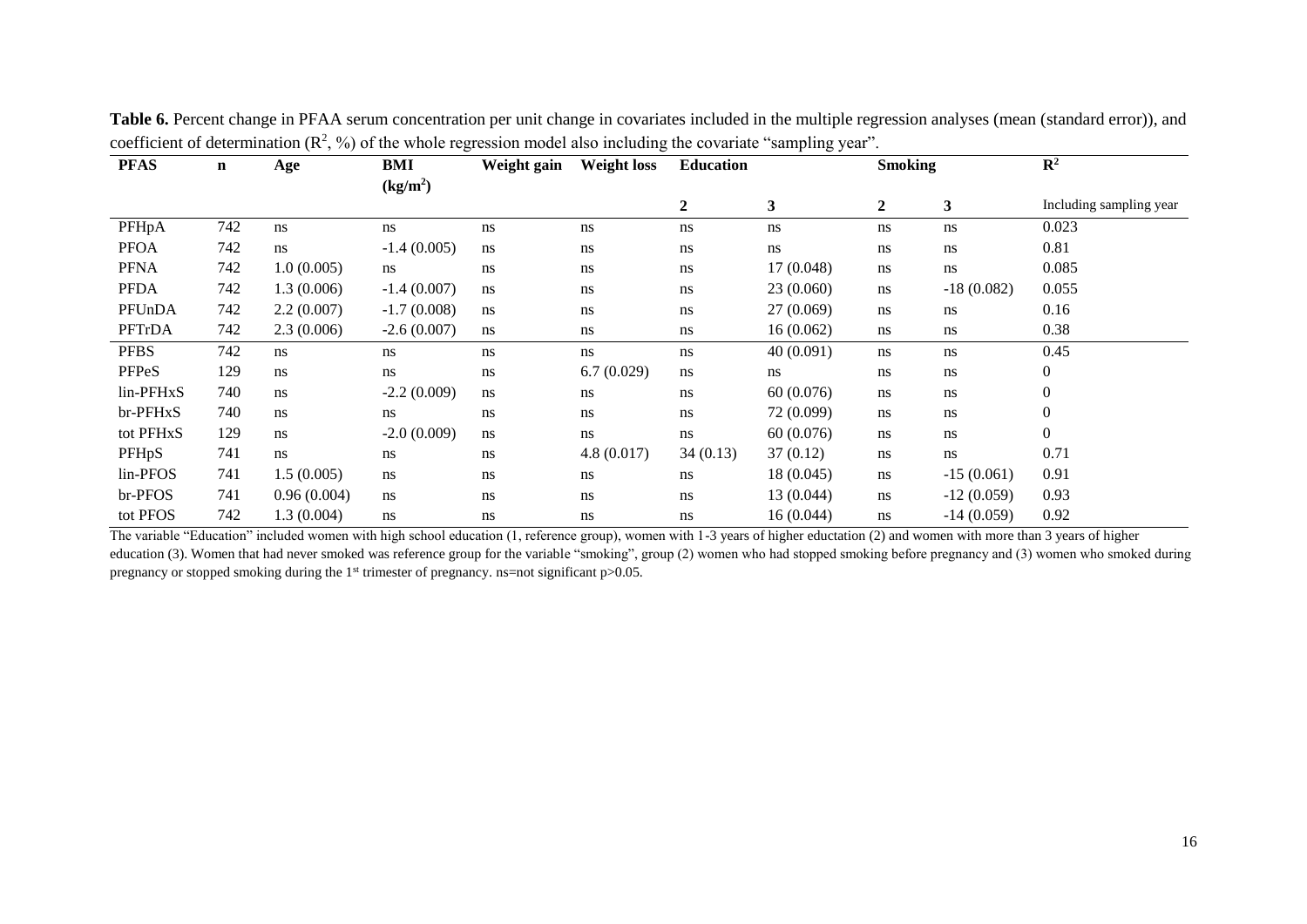**Table 6.** Percent change in PFAA serum concentration per unit change in covariates included in the multiple regression analyses (mean (standard error)), and coefficient of determination ($R^2$, %) of the whole regression model also including the covariate "sampling year".

| **PFAS** | **n** | **Age** | **BMI ($kg/m^2$)** | **Weight gain** | **Weight loss** | **Education** | | **Smoking** | | $\mathbf{R^2}$ |
|---|---|---|---|---|---|---|---|---|---|---|
| | | | | | | **2** | **3** | **2** | **3** | Including sampling year |
| PFHpA | 742 | ns | ns | ns | ns | ns | ns | ns | ns | 0.023 |
| PFOA | 742 | ns | -1.4 (0.005) | ns | ns | ns | ns | ns | ns | 0.81 |
| PFNA | 742 | 1.0 (0.005) | ns | ns | ns | ns | 17 (0.048) | ns | ns | 0.085 |
| PFDA | 742 | 1.3 (0.006) | -1.4 (0.007) | ns | ns | ns | 23 (0.060) | ns | -18 (0.082) | 0.055 |
| PFUnDA | 742 | 2.2 (0.007) | -1.7 (0.008) | ns | ns | ns | 27 (0.069) | ns | ns | 0.16 |
| PFTrDA | 742 | 2.3 (0.006) | -2.6 (0.007) | ns | ns | ns | 16 (0.062) | ns | ns | 0.38 |
| PFBS | 742 | ns | ns | ns | ns | ns | 40 (0.091) | ns | ns | 0.45 |
| PFPeS | 129 | ns | ns | ns | 6.7 (0.029) | ns | ns | ns | ns | 0 |
| lin-PFHxS | 740 | ns | -2.2 (0.009) | ns | ns | ns | 60 (0.076) | ns | ns | 0 |
| br-PFHxS | 740 | ns | ns | ns | ns | ns | 72 (0.099) | ns | ns | 0 |
| tot PFHxS | 129 | ns | -2.0 (0.009) | ns | ns | ns | 60 (0.076) | ns | ns | 0 |
| PFHpS | 741 | ns | ns | ns | 4.8 (0.017) | 34 (0.13) | 37 (0.12) | ns | ns | 0.71 |
| lin-PFOS | 741 | 1.5 (0.005) | ns | ns | ns | ns | 18 (0.045) | ns | -15 (0.061) | 0.91 |
| br-PFOS | 741 | 0.96 (0.004) | ns | ns | ns | ns | 13 (0.044) | ns | -12 (0.059) | 0.93 |
| tot PFOS | 742 | 1.3 (0.004) | ns | ns | ns | ns | 16 (0.044) | ns | -14 (0.059) | 0.92 |

The variable "Education" included women with high school education (1, reference group), women with 1-3 years of higher eductation (2) and women with more than 3 years of higher education (3). Women that had never smoked was reference group for the variable "smoking", group (2) women who had stopped smoking before pregnancy and (3) women who smoked during pregnancy or stopped smoking during the 1st trimester of pregnancy. ns=not significant $p>0.05$.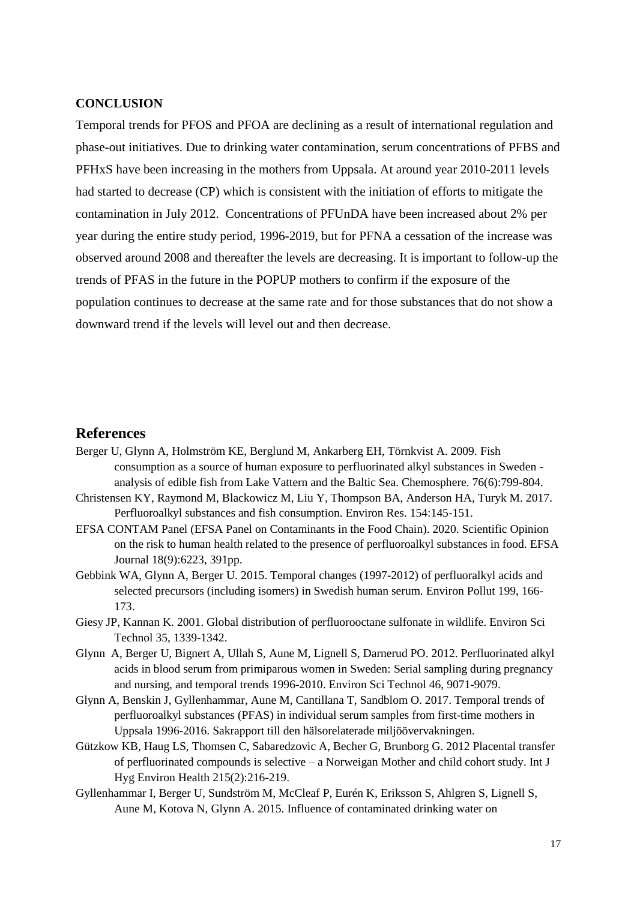## CONCLUSION

Temporal trends for PFOS and PFOA are declining as a result of international regulation and phase-out initiatives. Due to drinking water contamination, serum concentrations of PFBS and PFHxS have been increasing in the mothers from Uppsala. At around year 2010-2011 levels had started to decrease (CP) which is consistent with the initiation of efforts to mitigate the contamination in July 2012. Concentrations of PFUnDA have been increased about 2% per year during the entire study period, 1996-2019, but for PFNA a cessation of the increase was observed around 2008 and thereafter the levels are decreasing. It is important to follow-up the trends of PFAS in the future in the POPUP mothers to confirm if the exposure of the population continues to decrease at the same rate and for those substances that do not show a downward trend if the levels will level out and then decrease.

# References

Berger U, Glynn A, Holmström KE, Berglund M, Ankarberg EH, Törnkvist A. 2009. Fish consumption as a source of human exposure to perfluorinated alkyl substances in Sweden - analysis of edible fish from Lake Vattern and the Baltic Sea. Chemosphere. 76(6):799-804.

Christensen KY, Raymond M, Blackowicz M, Liu Y, Thompson BA, Anderson HA, Turyk M. 2017. Perfluoroalkyl substances and fish consumption. Environ Res. 154:145-151.

EFSA CONTAM Panel (EFSA Panel on Contaminants in the Food Chain). 2020. Scientific Opinion on the risk to human health related to the presence of perfluoroalkyl substances in food. EFSA Journal 18(9):6223, 391pp.

Gebbink WA, Glynn A, Berger U. 2015. Temporal changes (1997-2012) of perfluoralkyl acids and selected precursors (including isomers) in Swedish human serum. Environ Pollut 199, 166-173.

Giesy JP, Kannan K. 2001. Global distribution of perfluorooctane sulfonate in wildlife. Environ Sci Technol 35, 1339-1342.

Glynn A, Berger U, Bignert A, Ullah S, Aune M, Lignell S, Darnerud PO. 2012. Perfluorinated alkyl acids in blood serum from primiparous women in Sweden: Serial sampling during pregnancy and nursing, and temporal trends 1996-2010. Environ Sci Technol 46, 9071-9079.

Glynn A, Benskin J, Gyllenhammar, Aune M, Cantillana T, Sandblom O. 2017. Temporal trends of perfluoroalkyl substances (PFAS) in individual serum samples from first-time mothers in Uppsala 1996-2016. Sakrapport till den hälsorelaterade miljöövervakningen.

Gützkow KB, Haug LS, Thomsen C, Sabaredzovic A, Becher G, Brunborg G. 2012 Placental transfer of perfluorinated compounds is selective – a Norweigan Mother and child cohort study. Int J Hyg Environ Health 215(2):216-219.

Gyllenhammar I, Berger U, Sundström M, McCleaf P, Eurén K, Eriksson S, Ahlgren S, Lignell S, Aune M, Kotova N, Glynn A. 2015. Influence of contaminated drinking water on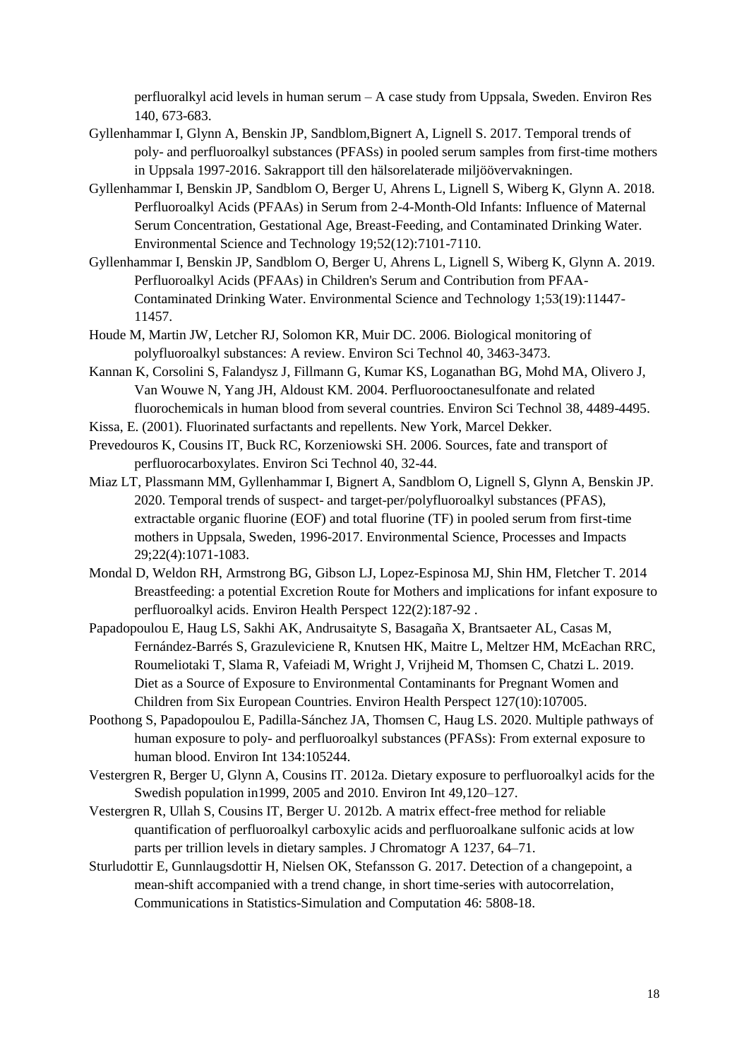perfluoralkyl acid levels in human serum – A case study from Uppsala, Sweden. Environ Res 140, 673-683.

Gyllenhammar I, Glynn A, Benskin JP, Sandblom,Bignert A, Lignell S. 2017. Temporal trends of poly- and perfluoroalkyl substances (PFASs) in pooled serum samples from first-time mothers in Uppsala 1997-2016. Sakrapport till den hälsorelaterade miljöövervakningen.

Gyllenhammar I, Benskin JP, Sandblom O, Berger U, Ahrens L, Lignell S, Wiberg K, Glynn A. 2018. Perfluoroalkyl Acids (PFAAs) in Serum from 2-4-Month-Old Infants: Influence of Maternal Serum Concentration, Gestational Age, Breast-Feeding, and Contaminated Drinking Water. Environmental Science and Technology 19;52(12):7101-7110.

Gyllenhammar I, Benskin JP, Sandblom O, Berger U, Ahrens L, Lignell S, Wiberg K, Glynn A. 2019. Perfluoroalkyl Acids (PFAAs) in Children's Serum and Contribution from PFAA-Contaminated Drinking Water. Environmental Science and Technology 1;53(19):11447-11457.

Houde M, Martin JW, Letcher RJ, Solomon KR, Muir DC. 2006. Biological monitoring of polyfluoroalkyl substances: A review. Environ Sci Technol 40, 3463-3473.

Kannan K, Corsolini S, Falandysz J, Fillmann G, Kumar KS, Loganathan BG, Mohd MA, Olivero J, Van Wouwe N, Yang JH, Aldoust KM. 2004. Perfluorooctanesulfonate and related fluorochemicals in human blood from several countries. Environ Sci Technol 38, 4489-4495.

Kissa, E. (2001). Fluorinated surfactants and repellents. New York, Marcel Dekker.

Prevedouros K, Cousins IT, Buck RC, Korzeniowski SH. 2006. Sources, fate and transport of perfluorocarboxylates. Environ Sci Technol 40, 32-44.

Miaz LT, Plassmann MM, Gyllenhammar I, Bignert A, Sandblom O, Lignell S, Glynn A, Benskin JP. 2020. Temporal trends of suspect- and target-per/polyfluoroalkyl substances (PFAS), extractable organic fluorine (EOF) and total fluorine (TF) in pooled serum from first-time mothers in Uppsala, Sweden, 1996-2017. Environmental Science, Processes and Impacts 29;22(4):1071-1083.

Mondal D, Weldon RH, Armstrong BG, Gibson LJ, Lopez-Espinosa MJ, Shin HM, Fletcher T. 2014 Breastfeeding: a potential Excretion Route for Mothers and implications for infant exposure to perfluoroalkyl acids. Environ Health Perspect 122(2):187-92 .

Papadopoulou E, Haug LS, Sakhi AK, Andrusaityte S, Basagaña X, Brantsaeter AL, Casas M, Fernández-Barrés S, Grazuleviciene R, Knutsen HK, Maitre L, Meltzer HM, McEachan RRC, Roumeliotaki T, Slama R, Vafeiadi M, Wright J, Vrijheid M, Thomsen C, Chatzi L. 2019. Diet as a Source of Exposure to Environmental Contaminants for Pregnant Women and Children from Six European Countries. Environ Health Perspect 127(10):107005.

Poothong S, Papadopoulou E, Padilla-Sánchez JA, Thomsen C, Haug LS. 2020. Multiple pathways of human exposure to poly- and perfluoroalkyl substances (PFASs): From external exposure to human blood. Environ Int 134:105244.

Vestergren R, Berger U, Glynn A, Cousins IT. 2012a. Dietary exposure to perfluoroalkyl acids for the Swedish population in1999, 2005 and 2010. Environ Int 49,120–127.

Vestergren R, Ullah S, Cousins IT, Berger U. 2012b. A matrix effect-free method for reliable quantification of perfluoroalkyl carboxylic acids and perfluoroalkane sulfonic acids at low parts per trillion levels in dietary samples. J Chromatogr A 1237, 64–71.

Sturludottir E, Gunnlaugsdottir H, Nielsen OK, Stefansson G. 2017. Detection of a changepoint, a mean-shift accompanied with a trend change, in short time-series with autocorrelation, Communications in Statistics-Simulation and Computation 46: 5808-18.